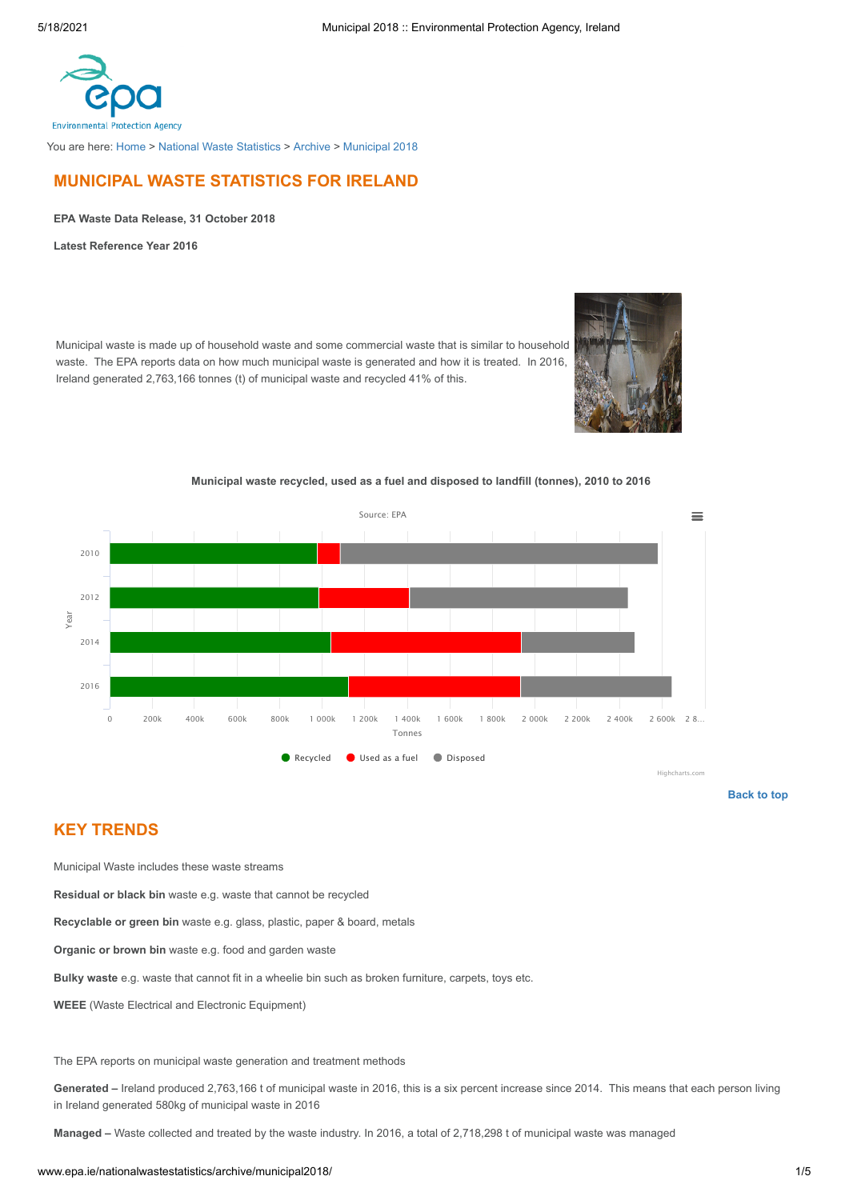You are here: Home > National Waste Statistics > Archive > Municipal 2018

# MUNICIPAL WASTE STATISTICS FOR IRELAND

**EPA Waste Data Release, 31 October 2018**

**Latest Reference Year 2016**

Municipal waste is made up of household waste and some commercial waste that is similar to household waste. The EPA reports data on how much municipal waste is generated and how it is treated. In 2016, Ireland generated 2,763,166 tonnes (t) of municipal waste and recycled 41% of this.

**Municipal waste recycled, used as a fuel and disposed to landfill (tonnes), 2010 to 2016**

Source: EPA

Back to top

## KEY TRENDS

Municipal Waste includes these waste streams

**Residual or black bin** waste e.g. waste that cannot be recycled

**Recyclable or green bin** waste e.g. glass, plastic, paper & board, metals

**Organic or brown bin** waste e.g. food and garden waste

**Bulky waste** e.g. waste that cannot fit in a wheelie bin such as broken furniture, carpets, toys etc.

**WEEE** (Waste Electrical and Electronic Equipment)

The EPA reports on municipal waste generation and treatment methods

**Generated –** Ireland produced 2,763,166 t of municipal waste in 2016, this is a six percent increase since 2014. This means that each person living in Ireland generated 580kg of municipal waste in 2016

**Managed –** Waste collected and treated by the waste industry. In 2016, a total of 2,718,298 t of municipal waste was managed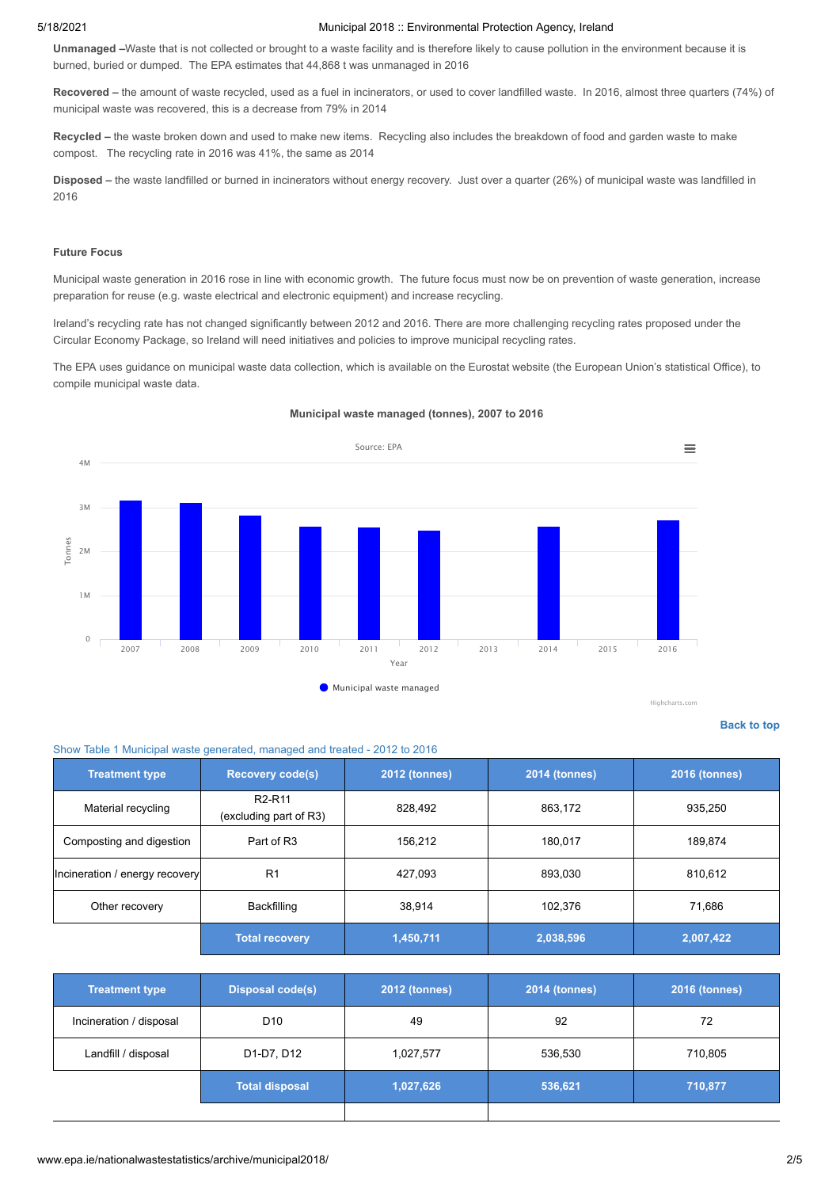**Unmanaged –**Waste that is not collected or brought to a waste facility and is therefore likely to cause pollution in the environment because it is burned, buried or dumped. The EPA estimates that 44,868 t was unmanaged in 2016

**Recovered –** the amount of waste recycled, used as a fuel in incinerators, or used to cover landfilled waste. In 2016, almost three quarters (74%) of municipal waste was recovered, this is a decrease from 79% in 2014

**Recycled –** the waste broken down and used to make new items. Recycling also includes the breakdown of food and garden waste to make compost. The recycling rate in 2016 was 41%, the same as 2014

**Disposed –** the waste landfilled or burned in incinerators without energy recovery. Just over a quarter (26%) of municipal waste was landfilled in 2016

#### Future Focus

Municipal waste generation in 2016 rose in line with economic growth. The future focus must now be on prevention of waste generation, increase preparation for reuse (e.g. waste electrical and electronic equipment) and increase recycling.

Ireland's recycling rate has not changed significantly between 2012 and 2016. There are more challenging recycling rates proposed under the Circular Economy Package, so Ireland will need initiatives and policies to improve municipal recycling rates.

The EPA uses guidance on municipal waste data collection, which is available on the Eurostat website (the European Union's statistical Office), to compile municipal waste data.

**Municipal waste managed (tonnes), 2007 to 2016**

Source: EPA

Highcharts.com

Back to top

Show Table 1 Municipal waste generated, managed and treated - 2012 to 2016

| Treatment type | Recovery code(s) | 2012 (tonnes) | 2014 (tonnes) | 2016 (tonnes) |
|---|---|---|---|---|
| Material recycling | R2-R11 (excluding part of R3) | 828,492 | 863,172 | 935,250 |
| Composting and digestion | Part of R3 | 156,212 | 180,017 | 189,874 |
| Incineration / energy recovery | R1 | 427,093 | 893,030 | 810,612 |
| Other recovery | Backfilling | 38,914 | 102,376 | 71,686 |
| | **Total recovery** | **1,450,711** | **2,038,596** | **2,007,422** |

| Treatment type | Disposal code(s) | 2012 (tonnes) | 2014 (tonnes) | 2016 (tonnes) |
|---|---|---|---|---|
| Incineration / disposal | D10 | 49 | 92 | 72 |
| Landfill / disposal | D1-D7, D12 | 1,027,577 | 536,530 | 710,805 |
| | **Total disposal** | **1,027,626** | **536,621** | **710,877** |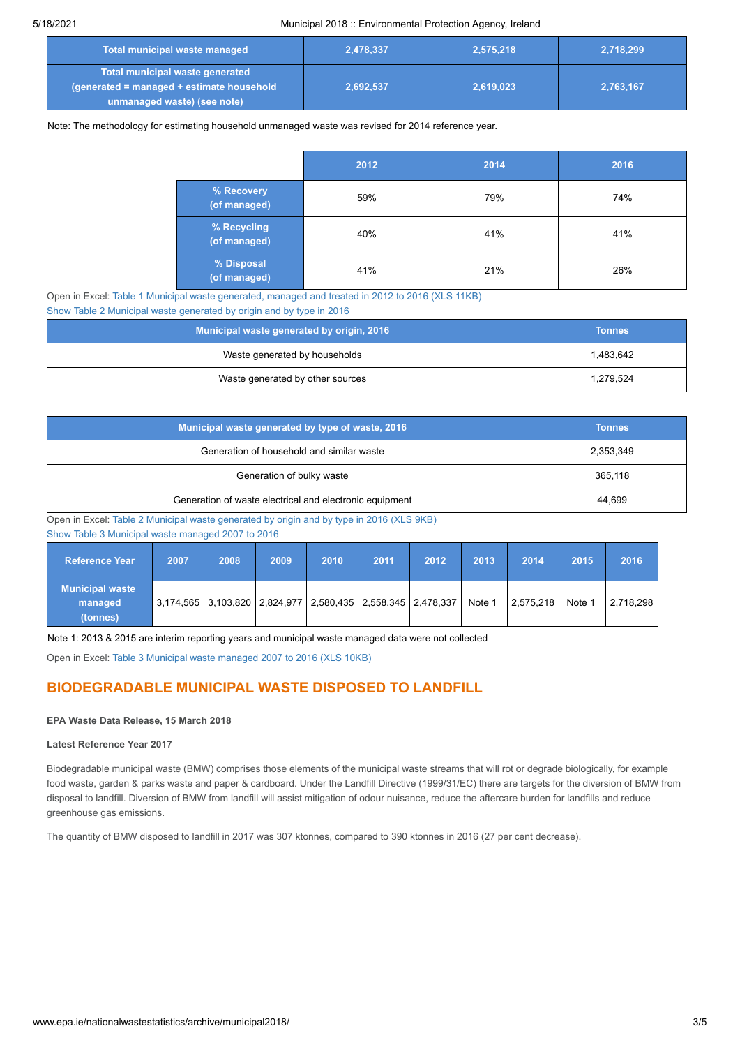| Total municipal waste managed | 2,478,337 | 2,575,218 | 2,718,299 |
|---|---|---|---|
| Total municipal waste generated (generated = managed + estimate household unmanaged waste) (see note) | 2,692,537 | 2,619,023 | 2,763,167 |

Note: The methodology for estimating household unmanaged waste was revised for 2014 reference year.

| | 2012 | 2014 | 2016 |
|---|---|---|---|
| % Recovery (of managed) | 59% | 79% | 74% |
| % Recycling (of managed) | 40% | 41% | 41% |
| % Disposal (of managed) | 41% | 21% | 26% |

Open in Excel: Table 1 Municipal waste generated, managed and treated in 2012 to 2016 (XLS 11KB)

Show Table 2 Municipal waste generated by origin and by type in 2016

| Municipal waste generated by origin, 2016 | Tonnes |
|---|---|
| Waste generated by households | 1,483,642 |
| Waste generated by other sources | 1,279,524 |

| Municipal waste generated by type of waste, 2016 | Tonnes |
|---|---|
| Generation of household and similar waste | 2,353,349 |
| Generation of bulky waste | 365,118 |
| Generation of waste electrical and electronic equipment | 44,699 |

Open in Excel: Table 2 Municipal waste generated by origin and by type in 2016 (XLS 9KB)

Show Table 3 Municipal waste managed 2007 to 2016

| Reference Year | 2007 | 2008 | 2009 | 2010 | 2011 | 2012 | 2013 | 2014 | 2015 | 2016 |
|---|---|---|---|---|---|---|---|---|---|---|
| Municipal waste managed (tonnes) | 3,174,565 | 3,103,820 | 2,824,977 | 2,580,435 | 2,558,345 | 2,478,337 | Note 1 | 2,575,218 | Note 1 | 2,718,298 |

Note 1: 2013 & 2015 are interim reporting years and municipal waste managed data were not collected

Open in Excel: Table 3 Municipal waste managed 2007 to 2016 (XLS 10KB)

## BIODEGRADABLE MUNICIPAL WASTE DISPOSED TO LANDFILL

**EPA Waste Data Release, 15 March 2018**

**Latest Reference Year 2017**

Biodegradable municipal waste (BMW) comprises those elements of the municipal waste streams that will rot or degrade biologically, for example food waste, garden & parks waste and paper & cardboard. Under the Landfill Directive (1999/31/EC) there are targets for the diversion of BMW from disposal to landfill. Diversion of BMW from landfill will assist mitigation of odour nuisance, reduce the aftercare burden for landfills and reduce greenhouse gas emissions.

The quantity of BMW disposed to landfill in 2017 was 307 ktonnes, compared to 390 ktonnes in 2016 (27 per cent decrease).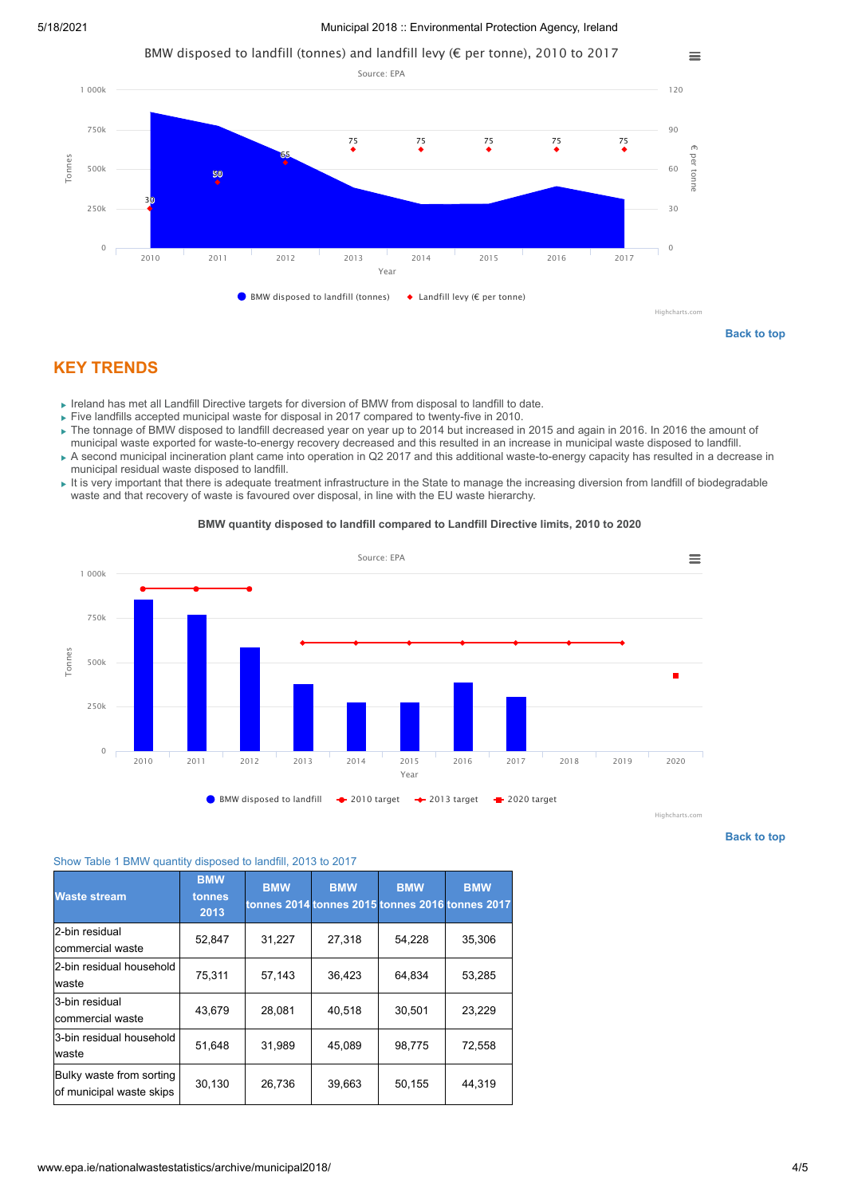BMW disposed to landfill (tonnes) and landfill levy (€ per tonne), 2010 to 2017

Source: EPA

Back to top

## KEY TRENDS

- Ireland has met all Landfill Directive targets for diversion of BMW from disposal to landfill to date.
- Five landfills accepted municipal waste for disposal in 2017 compared to twenty-five in 2010.
- The tonnage of BMW disposed to landfill decreased year on year up to 2014 but increased in 2015 and again in 2016. In 2016 the amount of municipal waste exported for waste-to-energy recovery decreased and this resulted in an increase in municipal waste disposed to landfill.
- A second municipal incineration plant came into operation in Q2 2017 and this additional waste-to-energy capacity has resulted in a decrease in municipal residual waste disposed to landfill.
- It is very important that there is adequate treatment infrastructure in the State to manage the increasing diversion from landfill of biodegradable waste and that recovery of waste is favoured over disposal, in line with the EU waste hierarchy.

**BMW quantity disposed to landfill compared to Landfill Directive limits, 2010 to 2020**

Source: EPA

Back to top

Show Table 1 BMW quantity disposed to landfill, 2013 to 2017

| Waste stream | BMW tonnes 2013 | BMW tonnes 2014 | BMW tonnes 2015 | BMW tonnes 2016 | BMW tonnes 2017 |
|---|---|---|---|---|---|
| 2-bin residual commercial waste | 52,847 | 31,227 | 27,318 | 54,228 | 35,306 |
| 2-bin residual household waste | 75,311 | 57,143 | 36,423 | 64,834 | 53,285 |
| 3-bin residual commercial waste | 43,679 | 28,081 | 40,518 | 30,501 | 23,229 |
| 3-bin residual household waste | 51,648 | 31,989 | 45,089 | 98,775 | 72,558 |
| Bulky waste from sorting of municipal waste skips | 30,130 | 26,736 | 39,663 | 50,155 | 44,319 |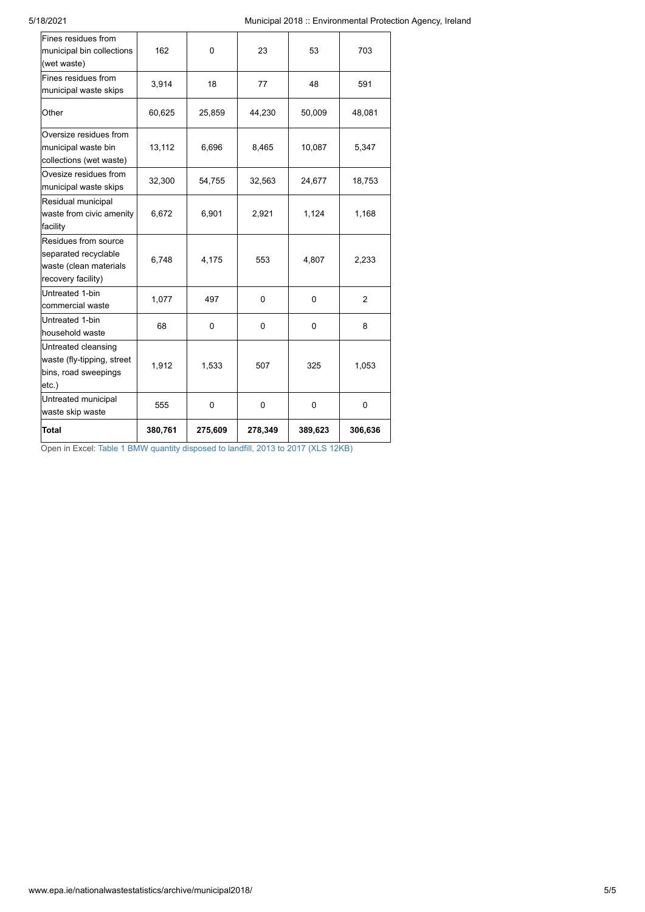| | | | | | |
|---|---|---|---|---|---|
| Fines residues from municipal bin collections (wet waste) | 162 | 0 | 23 | 53 | 703 |
| Fines residues from municipal waste skips | 3,914 | 18 | 77 | 48 | 591 |
| Other | 60,625 | 25,859 | 44,230 | 50,009 | 48,081 |
| Oversize residues from municipal waste bin collections (wet waste) | 13,112 | 6,696 | 8,465 | 10,087 | 5,347 |
| Ovesize residues from municipal waste skips | 32,300 | 54,755 | 32,563 | 24,677 | 18,753 |
| Residual municipal waste from civic amenity facility | 6,672 | 6,901 | 2,921 | 1,124 | 1,168 |
| Residues from source separated recyclable waste (clean materials recovery facility) | 6,748 | 4,175 | 553 | 4,807 | 2,233 |
| Untreated 1-bin commercial waste | 1,077 | 497 | 0 | 0 | 2 |
| Untreated 1-bin household waste | 68 | 0 | 0 | 0 | 8 |
| Untreated cleansing waste (fly-tipping, street bins, road sweepings etc.) | 1,912 | 1,533 | 507 | 325 | 1,053 |
| Untreated municipal waste skip waste | 555 | 0 | 0 | 0 | 0 |
| **Total** | **380,761** | **275,609** | **278,349** | **389,623** | **306,636** |

Open in Excel: Table 1 BMW quantity disposed to landfill, 2013 to 2017 (XLS 12KB)